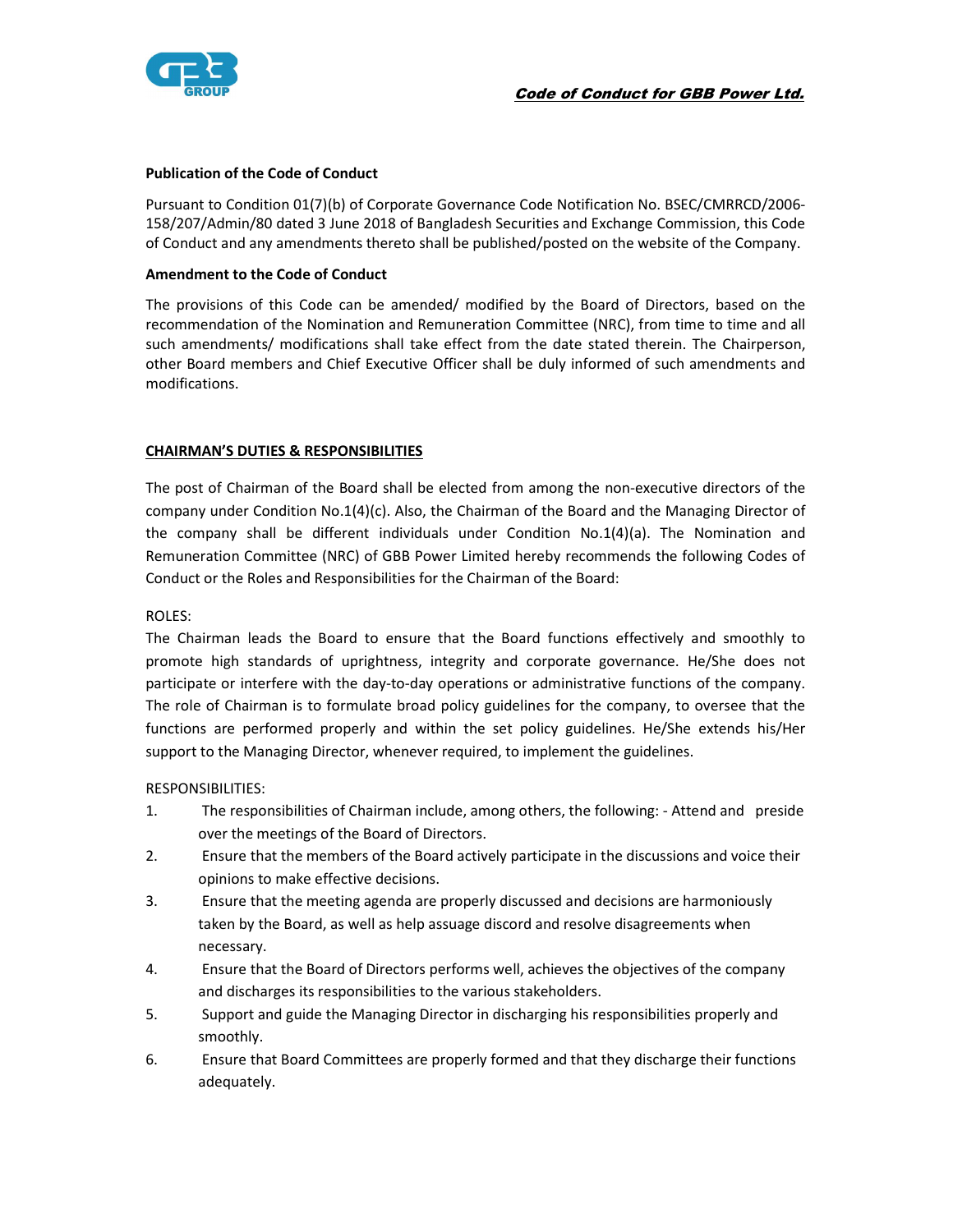**Code of Conduct for GBB Power Ltd.**

**Publication of the Code of Conduct**

Pursuant to Condition 01(7)(b) of Corporate Governance Code Notification No. BSEC/CMRRCD/2006-158/207/Admin/80 dated 3 June 2018 of Bangladesh Securities and Exchange Commission, this Code of Conduct and any amendments thereto shall be published/posted on the website of the Company.

**Amendment to the Code of Conduct**

The provisions of this Code can be amended/ modified by the Board of Directors, based on the recommendation of the Nomination and Remuneration Committee (NRC), from time to time and all such amendments/ modifications shall take effect from the date stated therein. The Chairperson, other Board members and Chief Executive Officer shall be duly informed of such amendments and modifications.

## CHAIRMAN'S DUTIES & RESPONSIBILITIES

The post of Chairman of the Board shall be elected from among the non-executive directors of the company under Condition No.1(4)(c). Also, the Chairman of the Board and the Managing Director of the company shall be different individuals under Condition No.1(4)(a). The Nomination and Remuneration Committee (NRC) of GBB Power Limited hereby recommends the following Codes of Conduct or the Roles and Responsibilities for the Chairman of the Board:

ROLES:

The Chairman leads the Board to ensure that the Board functions effectively and smoothly to promote high standards of uprightness, integrity and corporate governance. He/She does not participate or interfere with the day-to-day operations or administrative functions of the company. The role of Chairman is to formulate broad policy guidelines for the company, to oversee that the functions are performed properly and within the set policy guidelines. He/She extends his/Her support to the Managing Director, whenever required, to implement the guidelines.

RESPONSIBILITIES:

1. The responsibilities of Chairman include, among others, the following: - Attend and preside over the meetings of the Board of Directors.
2. Ensure that the members of the Board actively participate in the discussions and voice their opinions to make effective decisions.
3. Ensure that the meeting agenda are properly discussed and decisions are harmoniously taken by the Board, as well as help assuage discord and resolve disagreements when necessary.
4. Ensure that the Board of Directors performs well, achieves the objectives of the company and discharges its responsibilities to the various stakeholders.
5. Support and guide the Managing Director in discharging his responsibilities properly and smoothly.
6. Ensure that Board Committees are properly formed and that they discharge their functions adequately.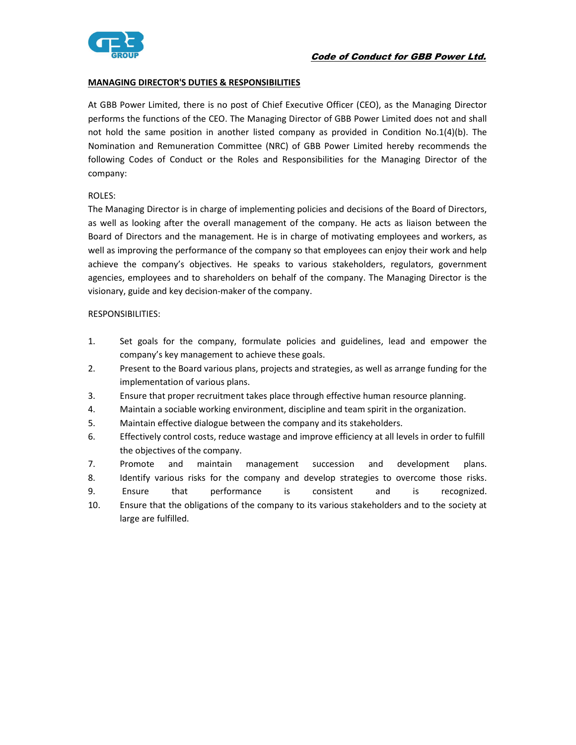## MANAGING DIRECTOR'S DUTIES & RESPONSIBILITIES

At GBB Power Limited, there is no post of Chief Executive Officer (CEO), as the Managing Director performs the functions of the CEO. The Managing Director of GBB Power Limited does not and shall not hold the same position in another listed company as provided in Condition No.1(4)(b). The Nomination and Remuneration Committee (NRC) of GBB Power Limited hereby recommends the following Codes of Conduct or the Roles and Responsibilities for the Managing Director of the company:

ROLES:

The Managing Director is in charge of implementing policies and decisions of the Board of Directors, as well as looking after the overall management of the company. He acts as liaison between the Board of Directors and the management. He is in charge of motivating employees and workers, as well as improving the performance of the company so that employees can enjoy their work and help achieve the company's objectives. He speaks to various stakeholders, regulators, government agencies, employees and to shareholders on behalf of the company. The Managing Director is the visionary, guide and key decision-maker of the company.

RESPONSIBILITIES:

1. Set goals for the company, formulate policies and guidelines, lead and empower the company's key management to achieve these goals.
2. Present to the Board various plans, projects and strategies, as well as arrange funding for the implementation of various plans.
3. Ensure that proper recruitment takes place through effective human resource planning.
4. Maintain a sociable working environment, discipline and team spirit in the organization.
5. Maintain effective dialogue between the company and its stakeholders.
6. Effectively control costs, reduce wastage and improve efficiency at all levels in order to fulfill the objectives of the company.
7. Promote and maintain management succession and development plans.
8. Identify various risks for the company and develop strategies to overcome those risks.
9. Ensure that performance is consistent and is recognized.
10. Ensure that the obligations of the company to its various stakeholders and to the society at large are fulfilled.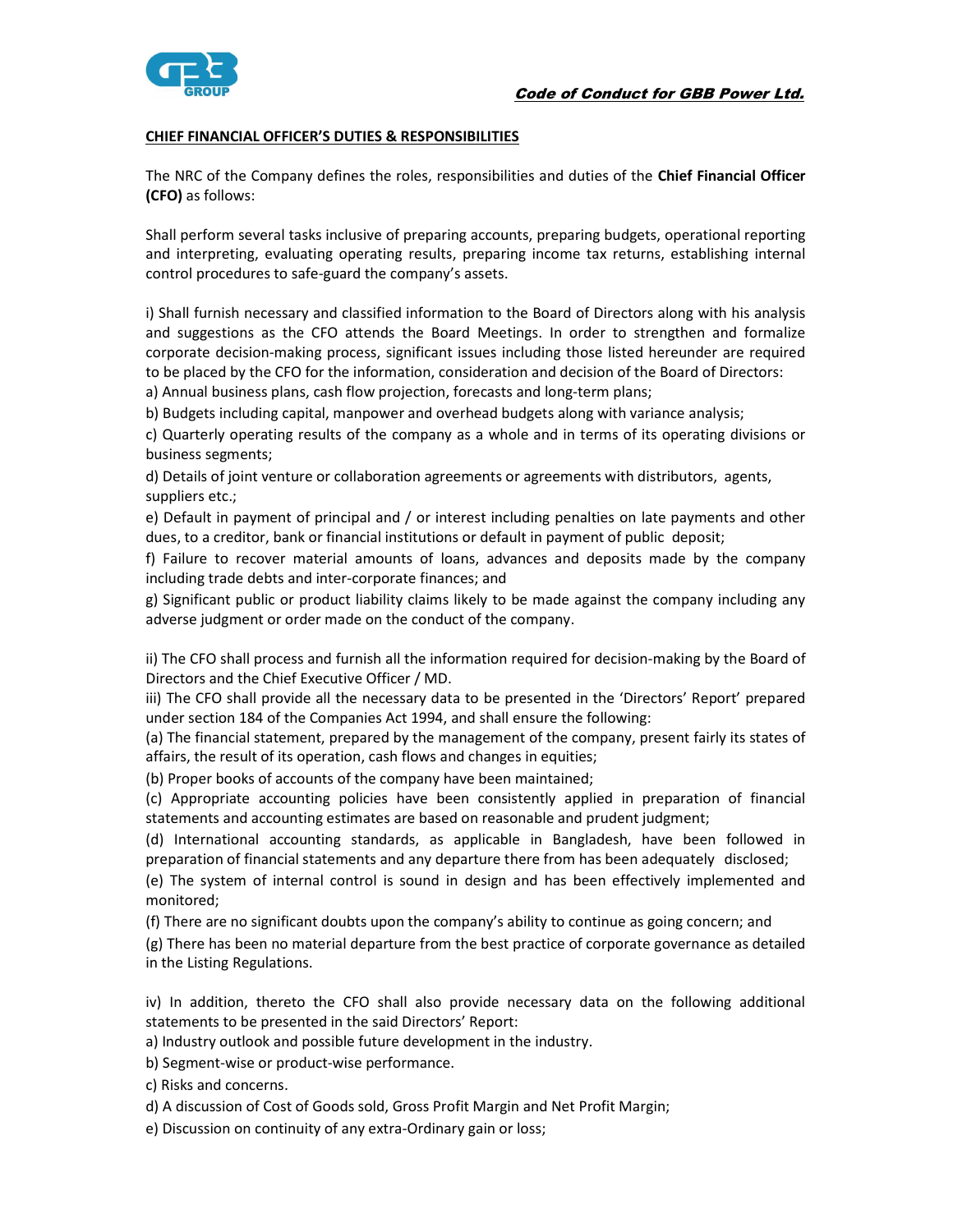## CHIEF FINANCIAL OFFICER'S DUTIES & RESPONSIBILITIES

The NRC of the Company defines the roles, responsibilities and duties of the **Chief Financial Officer (CFO)** as follows:

Shall perform several tasks inclusive of preparing accounts, preparing budgets, operational reporting and interpreting, evaluating operating results, preparing income tax returns, establishing internal control procedures to safe-guard the company's assets.

i) Shall furnish necessary and classified information to the Board of Directors along with his analysis and suggestions as the CFO attends the Board Meetings. In order to strengthen and formalize corporate decision-making process, significant issues including those listed hereunder are required to be placed by the CFO for the information, consideration and decision of the Board of Directors:

a) Annual business plans, cash flow projection, forecasts and long-term plans;

b) Budgets including capital, manpower and overhead budgets along with variance analysis;

c) Quarterly operating results of the company as a whole and in terms of its operating divisions or business segments;

d) Details of joint venture or collaboration agreements or agreements with distributors, agents, suppliers etc.;

e) Default in payment of principal and / or interest including penalties on late payments and other dues, to a creditor, bank or financial institutions or default in payment of public deposit;

f) Failure to recover material amounts of loans, advances and deposits made by the company including trade debts and inter-corporate finances; and

g) Significant public or product liability claims likely to be made against the company including any adverse judgment or order made on the conduct of the company.

ii) The CFO shall process and furnish all the information required for decision-making by the Board of Directors and the Chief Executive Officer / MD.

iii) The CFO shall provide all the necessary data to be presented in the 'Directors' Report' prepared under section 184 of the Companies Act 1994, and shall ensure the following:

(a) The financial statement, prepared by the management of the company, present fairly its states of affairs, the result of its operation, cash flows and changes in equities;

(b) Proper books of accounts of the company have been maintained;

(c) Appropriate accounting policies have been consistently applied in preparation of financial statements and accounting estimates are based on reasonable and prudent judgment;

(d) International accounting standards, as applicable in Bangladesh, have been followed in preparation of financial statements and any departure there from has been adequately disclosed;

(e) The system of internal control is sound in design and has been effectively implemented and monitored;

(f) There are no significant doubts upon the company's ability to continue as going concern; and

(g) There has been no material departure from the best practice of corporate governance as detailed in the Listing Regulations.

iv) In addition, thereto the CFO shall also provide necessary data on the following additional statements to be presented in the said Directors' Report:

a) Industry outlook and possible future development in the industry.

b) Segment-wise or product-wise performance.

c) Risks and concerns.

d) A discussion of Cost of Goods sold, Gross Profit Margin and Net Profit Margin;

e) Discussion on continuity of any extra-Ordinary gain or loss;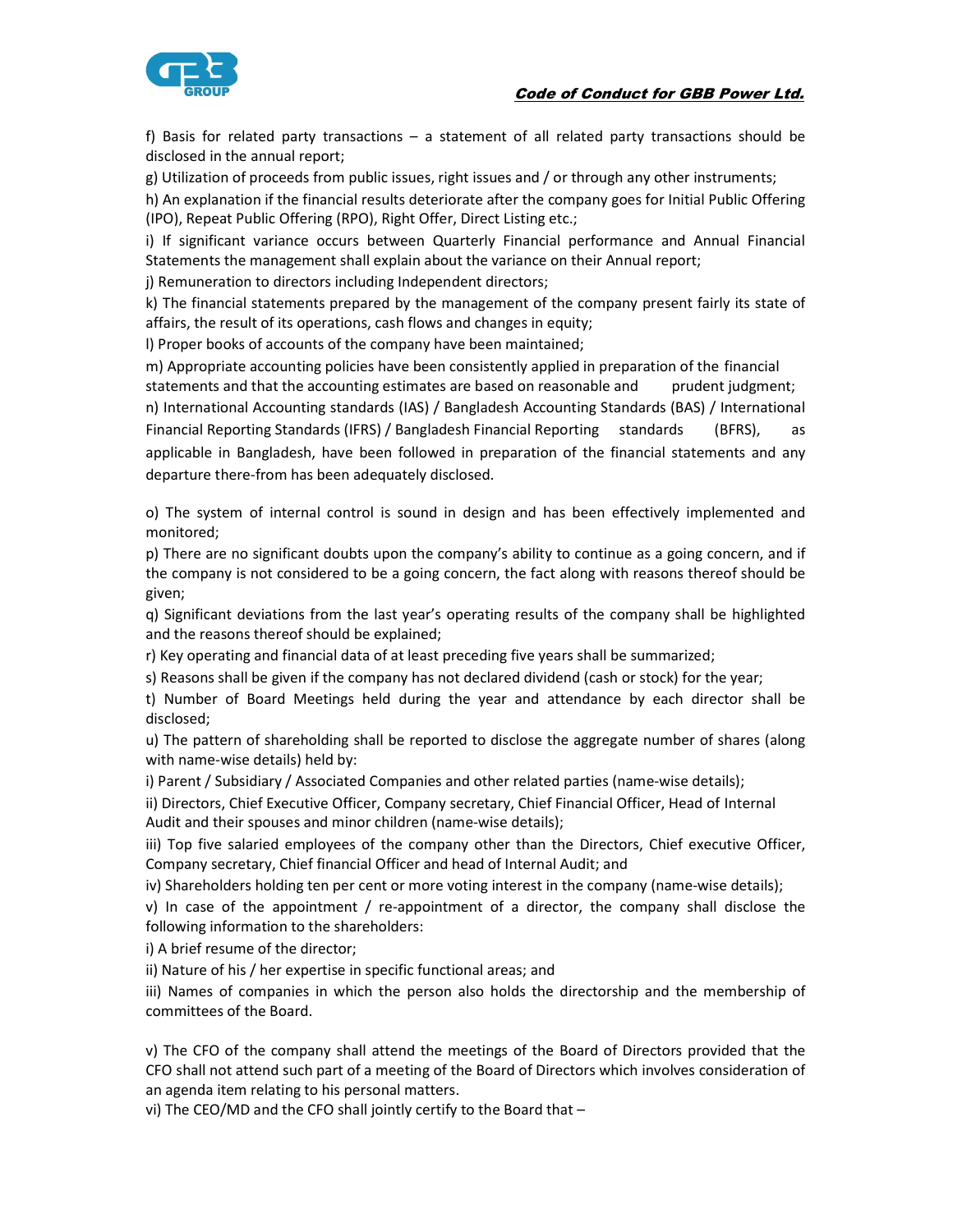f) Basis for related party transactions – a statement of all related party transactions should be disclosed in the annual report;

g) Utilization of proceeds from public issues, right issues and / or through any other instruments;

h) An explanation if the financial results deteriorate after the company goes for Initial Public Offering (IPO), Repeat Public Offering (RPO), Right Offer, Direct Listing etc.;

i) If significant variance occurs between Quarterly Financial performance and Annual Financial Statements the management shall explain about the variance on their Annual report;

j) Remuneration to directors including Independent directors;

k) The financial statements prepared by the management of the company present fairly its state of affairs, the result of its operations, cash flows and changes in equity;

l) Proper books of accounts of the company have been maintained;

m) Appropriate accounting policies have been consistently applied in preparation of the financial statements and that the accounting estimates are based on reasonable and prudent judgment;

n) International Accounting standards (IAS) / Bangladesh Accounting Standards (BAS) / International Financial Reporting Standards (IFRS) / Bangladesh Financial Reporting standards (BFRS), as applicable in Bangladesh, have been followed in preparation of the financial statements and any departure there-from has been adequately disclosed.

o) The system of internal control is sound in design and has been effectively implemented and monitored;

p) There are no significant doubts upon the company's ability to continue as a going concern, and if the company is not considered to be a going concern, the fact along with reasons thereof should be given;

q) Significant deviations from the last year's operating results of the company shall be highlighted and the reasons thereof should be explained;

r) Key operating and financial data of at least preceding five years shall be summarized;

s) Reasons shall be given if the company has not declared dividend (cash or stock) for the year;

t) Number of Board Meetings held during the year and attendance by each director shall be disclosed;

u) The pattern of shareholding shall be reported to disclose the aggregate number of shares (along with name-wise details) held by:

i) Parent / Subsidiary / Associated Companies and other related parties (name-wise details);

ii) Directors, Chief Executive Officer, Company secretary, Chief Financial Officer, Head of Internal Audit and their spouses and minor children (name-wise details);

iii) Top five salaried employees of the company other than the Directors, Chief executive Officer, Company secretary, Chief financial Officer and head of Internal Audit; and

iv) Shareholders holding ten per cent or more voting interest in the company (name-wise details);

v) In case of the appointment / re-appointment of a director, the company shall disclose the following information to the shareholders:

i) A brief resume of the director;

ii) Nature of his / her expertise in specific functional areas; and

iii) Names of companies in which the person also holds the directorship and the membership of committees of the Board.

v) The CFO of the company shall attend the meetings of the Board of Directors provided that the CFO shall not attend such part of a meeting of the Board of Directors which involves consideration of an agenda item relating to his personal matters.

vi) The CEO/MD and the CFO shall jointly certify to the Board that –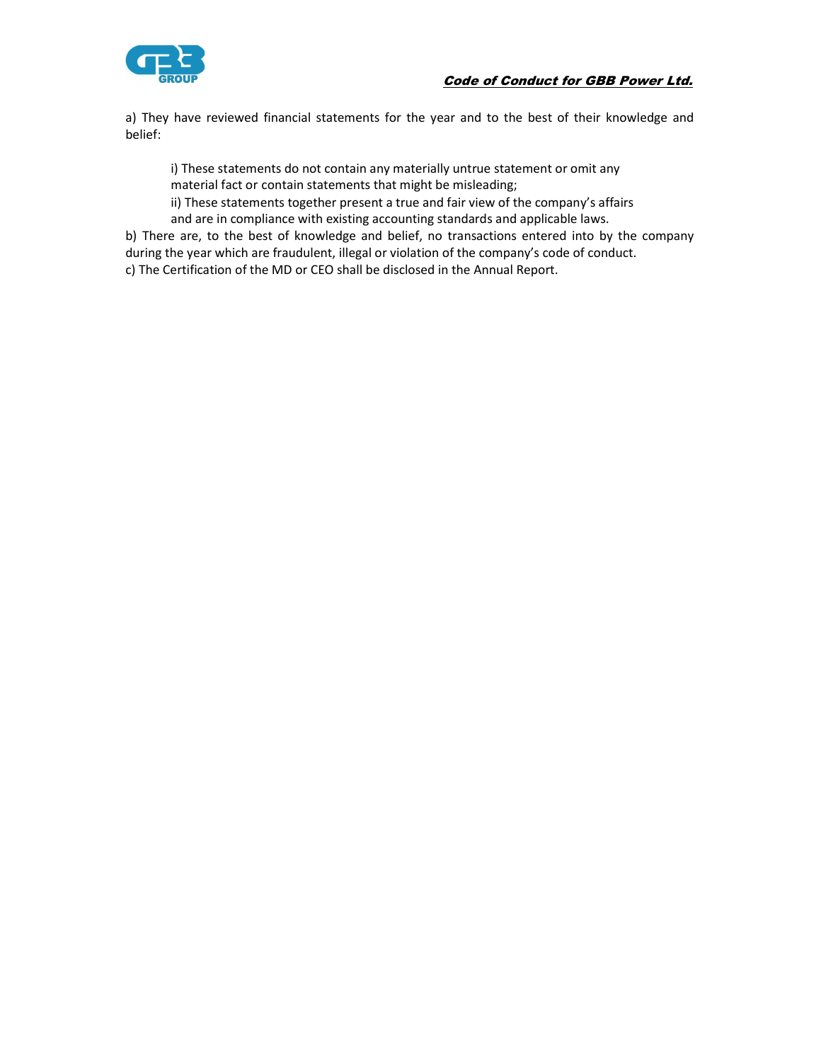a) They have reviewed financial statements for the year and to the best of their knowledge and belief:

> i) These statements do not contain any materially untrue statement or omit any material fact or contain statements that might be misleading;
>
> ii) These statements together present a true and fair view of the company's affairs and are in compliance with existing accounting standards and applicable laws.

b) There are, to the best of knowledge and belief, no transactions entered into by the company during the year which are fraudulent, illegal or violation of the company's code of conduct.

c) The Certification of the MD or CEO shall be disclosed in the Annual Report.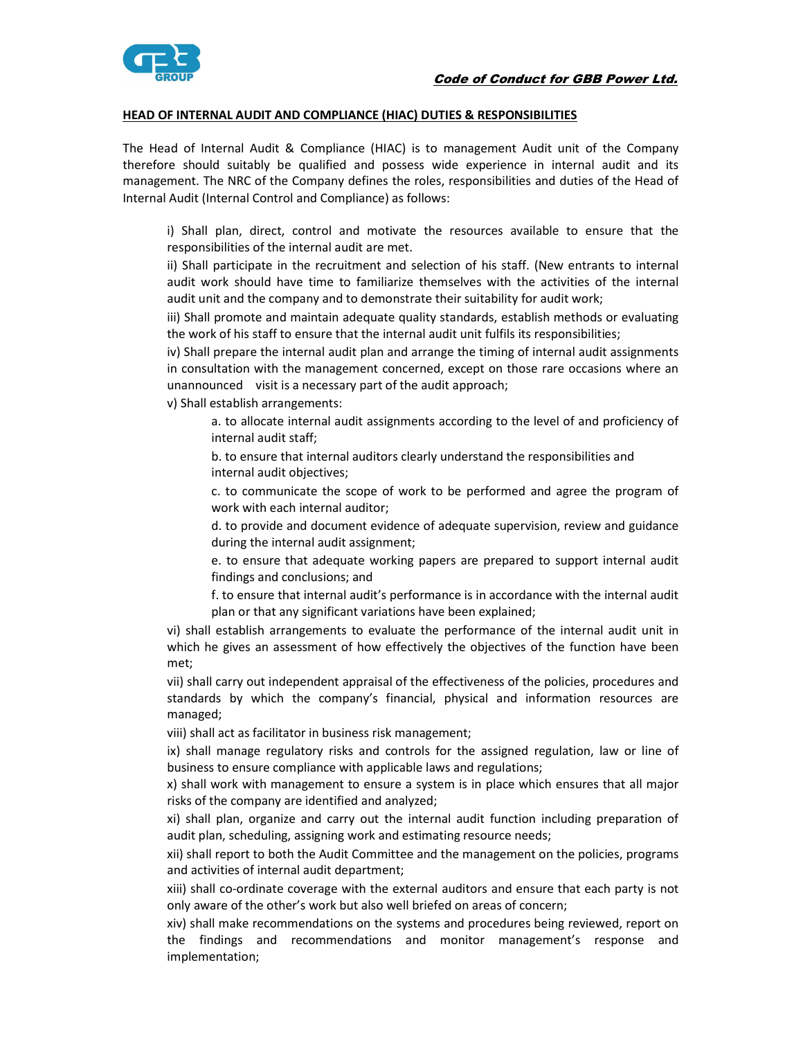## HEAD OF INTERNAL AUDIT AND COMPLIANCE (HIAC) DUTIES & RESPONSIBILITIES

The Head of Internal Audit & Compliance (HIAC) is to management Audit unit of the Company therefore should suitably be qualified and possess wide experience in internal audit and its management. The NRC of the Company defines the roles, responsibilities and duties of the Head of Internal Audit (Internal Control and Compliance) as follows:

i) Shall plan, direct, control and motivate the resources available to ensure that the responsibilities of the internal audit are met.

ii) Shall participate in the recruitment and selection of his staff. (New entrants to internal audit work should have time to familiarize themselves with the activities of the internal audit unit and the company and to demonstrate their suitability for audit work;

iii) Shall promote and maintain adequate quality standards, establish methods or evaluating the work of his staff to ensure that the internal audit unit fulfils its responsibilities;

iv) Shall prepare the internal audit plan and arrange the timing of internal audit assignments in consultation with the management concerned, except on those rare occasions where an unannounced visit is a necessary part of the audit approach;

v) Shall establish arrangements:

- a. to allocate internal audit assignments according to the level of and proficiency of internal audit staff;
- b. to ensure that internal auditors clearly understand the responsibilities and internal audit objectives;
- c. to communicate the scope of work to be performed and agree the program of work with each internal auditor;
- d. to provide and document evidence of adequate supervision, review and guidance during the internal audit assignment;
- e. to ensure that adequate working papers are prepared to support internal audit findings and conclusions; and
- f. to ensure that internal audit's performance is in accordance with the internal audit plan or that any significant variations have been explained;

vi) shall establish arrangements to evaluate the performance of the internal audit unit in which he gives an assessment of how effectively the objectives of the function have been met;

vii) shall carry out independent appraisal of the effectiveness of the policies, procedures and standards by which the company's financial, physical and information resources are managed;

viii) shall act as facilitator in business risk management;

ix) shall manage regulatory risks and controls for the assigned regulation, law or line of business to ensure compliance with applicable laws and regulations;

x) shall work with management to ensure a system is in place which ensures that all major risks of the company are identified and analyzed;

xi) shall plan, organize and carry out the internal audit function including preparation of audit plan, scheduling, assigning work and estimating resource needs;

xii) shall report to both the Audit Committee and the management on the policies, programs and activities of internal audit department;

xiii) shall co-ordinate coverage with the external auditors and ensure that each party is not only aware of the other's work but also well briefed on areas of concern;

xiv) shall make recommendations on the systems and procedures being reviewed, report on the findings and recommendations and monitor management's response and implementation;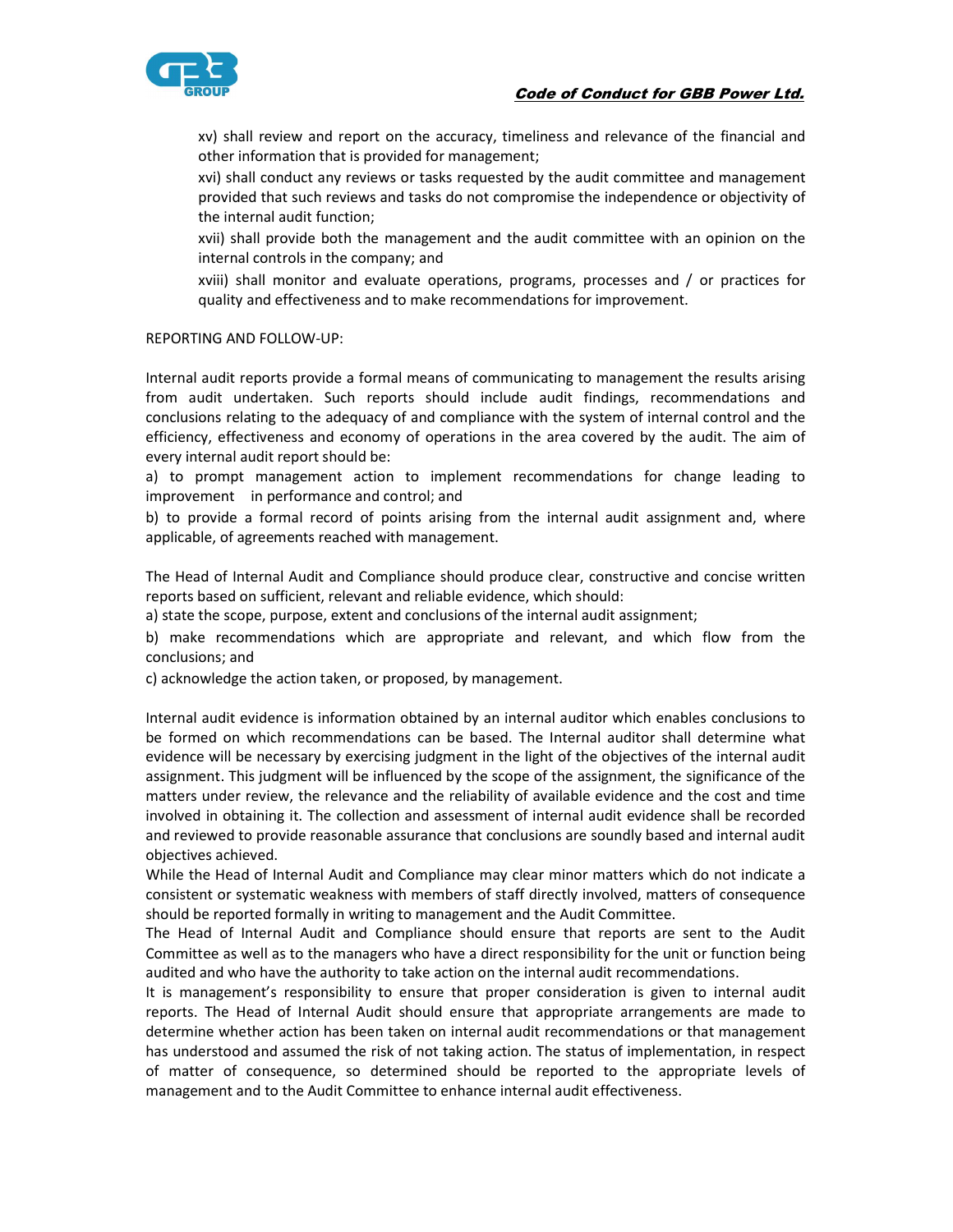xv) shall review and report on the accuracy, timeliness and relevance of the financial and other information that is provided for management;

xvi) shall conduct any reviews or tasks requested by the audit committee and management provided that such reviews and tasks do not compromise the independence or objectivity of the internal audit function;

xvii) shall provide both the management and the audit committee with an opinion on the internal controls in the company; and

xviii) shall monitor and evaluate operations, programs, processes and / or practices for quality and effectiveness and to make recommendations for improvement.

REPORTING AND FOLLOW-UP:

Internal audit reports provide a formal means of communicating to management the results arising from audit undertaken. Such reports should include audit findings, recommendations and conclusions relating to the adequacy of and compliance with the system of internal control and the efficiency, effectiveness and economy of operations in the area covered by the audit. The aim of every internal audit report should be:

a) to prompt management action to implement recommendations for change leading to improvement in performance and control; and

b) to provide a formal record of points arising from the internal audit assignment and, where applicable, of agreements reached with management.

The Head of Internal Audit and Compliance should produce clear, constructive and concise written reports based on sufficient, relevant and reliable evidence, which should:

a) state the scope, purpose, extent and conclusions of the internal audit assignment;

b) make recommendations which are appropriate and relevant, and which flow from the conclusions; and

c) acknowledge the action taken, or proposed, by management.

Internal audit evidence is information obtained by an internal auditor which enables conclusions to be formed on which recommendations can be based. The Internal auditor shall determine what evidence will be necessary by exercising judgment in the light of the objectives of the internal audit assignment. This judgment will be influenced by the scope of the assignment, the significance of the matters under review, the relevance and the reliability of available evidence and the cost and time involved in obtaining it. The collection and assessment of internal audit evidence shall be recorded and reviewed to provide reasonable assurance that conclusions are soundly based and internal audit objectives achieved.

While the Head of Internal Audit and Compliance may clear minor matters which do not indicate a consistent or systematic weakness with members of staff directly involved, matters of consequence should be reported formally in writing to management and the Audit Committee.

The Head of Internal Audit and Compliance should ensure that reports are sent to the Audit Committee as well as to the managers who have a direct responsibility for the unit or function being audited and who have the authority to take action on the internal audit recommendations.

It is management's responsibility to ensure that proper consideration is given to internal audit reports. The Head of Internal Audit should ensure that appropriate arrangements are made to determine whether action has been taken on internal audit recommendations or that management has understood and assumed the risk of not taking action. The status of implementation, in respect of matter of consequence, so determined should be reported to the appropriate levels of management and to the Audit Committee to enhance internal audit effectiveness.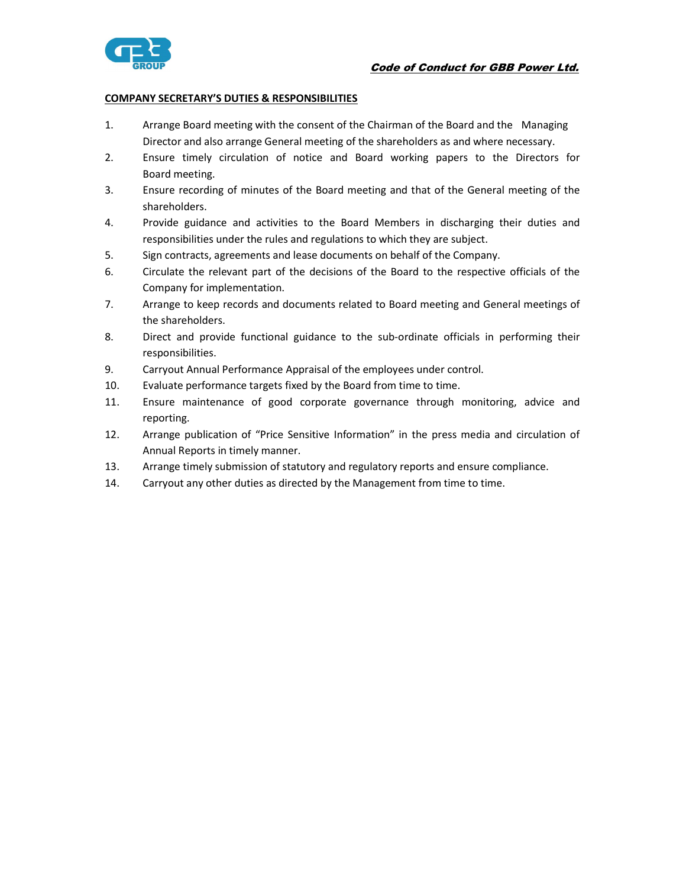## COMPANY SECRETARY'S DUTIES & RESPONSIBILITIES

1. Arrange Board meeting with the consent of the Chairman of the Board and the Managing Director and also arrange General meeting of the shareholders as and where necessary.
2. Ensure timely circulation of notice and Board working papers to the Directors for Board meeting.
3. Ensure recording of minutes of the Board meeting and that of the General meeting of the shareholders.
4. Provide guidance and activities to the Board Members in discharging their duties and responsibilities under the rules and regulations to which they are subject.
5. Sign contracts, agreements and lease documents on behalf of the Company.
6. Circulate the relevant part of the decisions of the Board to the respective officials of the Company for implementation.
7. Arrange to keep records and documents related to Board meeting and General meetings of the shareholders.
8. Direct and provide functional guidance to the sub-ordinate officials in performing their responsibilities.
9. Carryout Annual Performance Appraisal of the employees under control.
10. Evaluate performance targets fixed by the Board from time to time.
11. Ensure maintenance of good corporate governance through monitoring, advice and reporting.
12. Arrange publication of "Price Sensitive Information" in the press media and circulation of Annual Reports in timely manner.
13. Arrange timely submission of statutory and regulatory reports and ensure compliance.
14. Carryout any other duties as directed by the Management from time to time.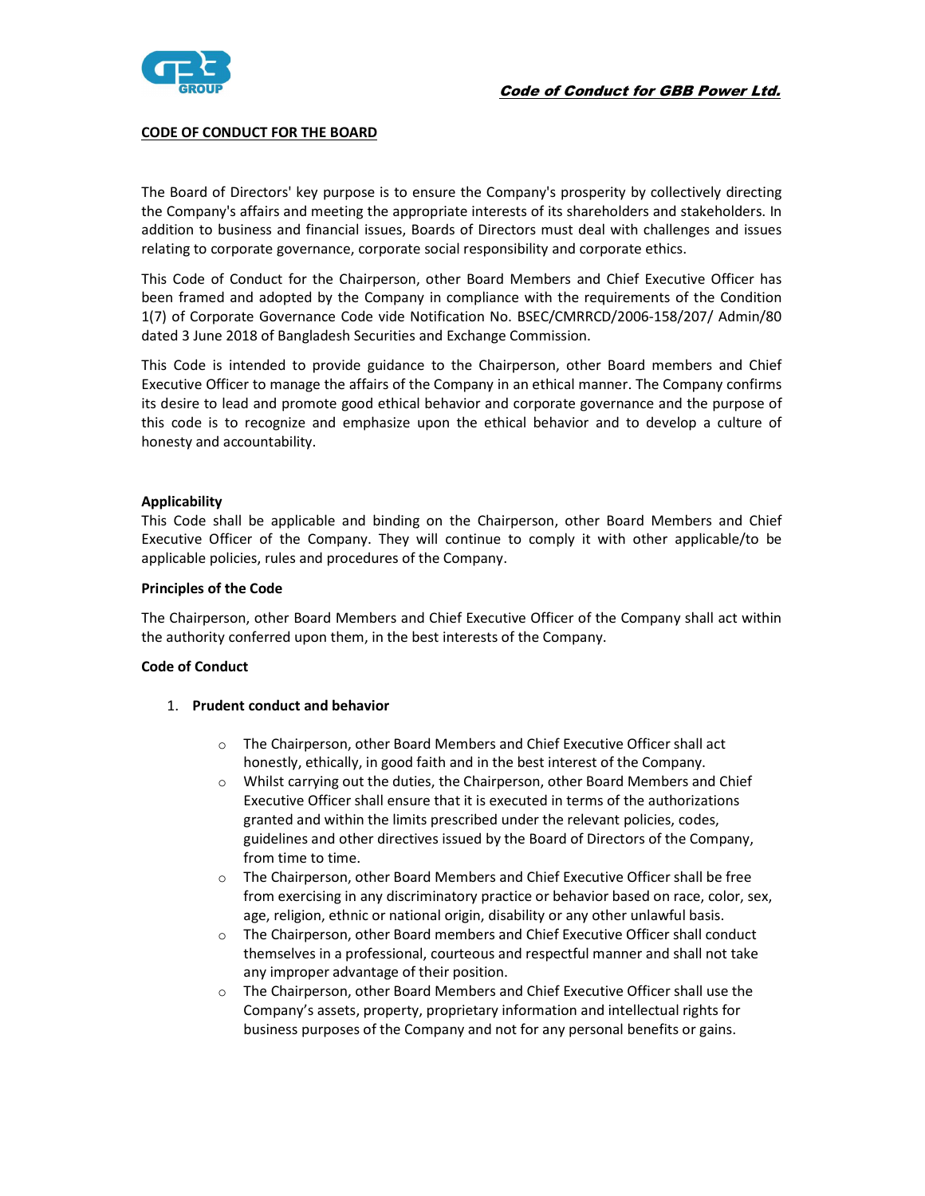## CODE OF CONDUCT FOR THE BOARD

The Board of Directors' key purpose is to ensure the Company's prosperity by collectively directing the Company's affairs and meeting the appropriate interests of its shareholders and stakeholders. In addition to business and financial issues, Boards of Directors must deal with challenges and issues relating to corporate governance, corporate social responsibility and corporate ethics.

This Code of Conduct for the Chairperson, other Board Members and Chief Executive Officer has been framed and adopted by the Company in compliance with the requirements of the Condition 1(7) of Corporate Governance Code vide Notification No. BSEC/CMRRCD/2006-158/207/ Admin/80 dated 3 June 2018 of Bangladesh Securities and Exchange Commission.

This Code is intended to provide guidance to the Chairperson, other Board members and Chief Executive Officer to manage the affairs of the Company in an ethical manner. The Company confirms its desire to lead and promote good ethical behavior and corporate governance and the purpose of this code is to recognize and emphasize upon the ethical behavior and to develop a culture of honesty and accountability.

### Applicability

This Code shall be applicable and binding on the Chairperson, other Board Members and Chief Executive Officer of the Company. They will continue to comply it with other applicable/to be applicable policies, rules and procedures of the Company.

### Principles of the Code

The Chairperson, other Board Members and Chief Executive Officer of the Company shall act within the authority conferred upon them, in the best interests of the Company.

### Code of Conduct

1. **Prudent conduct and behavior**

   - The Chairperson, other Board Members and Chief Executive Officer shall act honestly, ethically, in good faith and in the best interest of the Company.
   - Whilst carrying out the duties, the Chairperson, other Board Members and Chief Executive Officer shall ensure that it is executed in terms of the authorizations granted and within the limits prescribed under the relevant policies, codes, guidelines and other directives issued by the Board of Directors of the Company, from time to time.
   - The Chairperson, other Board Members and Chief Executive Officer shall be free from exercising in any discriminatory practice or behavior based on race, color, sex, age, religion, ethnic or national origin, disability or any other unlawful basis.
   - The Chairperson, other Board members and Chief Executive Officer shall conduct themselves in a professional, courteous and respectful manner and shall not take any improper advantage of their position.
   - The Chairperson, other Board Members and Chief Executive Officer shall use the Company's assets, property, proprietary information and intellectual rights for business purposes of the Company and not for any personal benefits or gains.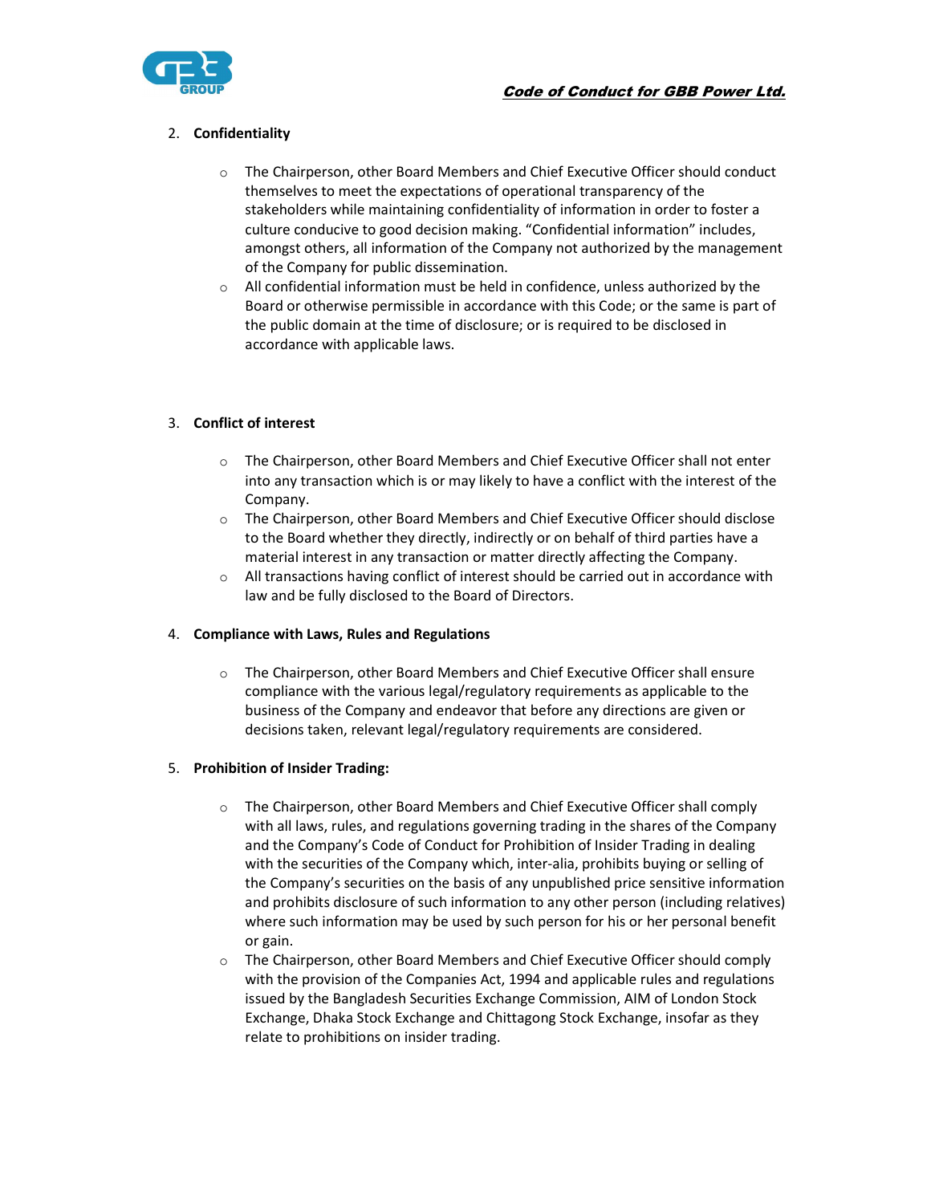2. **Confidentiality**

    - The Chairperson, other Board Members and Chief Executive Officer should conduct themselves to meet the expectations of operational transparency of the stakeholders while maintaining confidentiality of information in order to foster a culture conducive to good decision making. "Confidential information" includes, amongst others, all information of the Company not authorized by the management of the Company for public dissemination.
    - All confidential information must be held in confidence, unless authorized by the Board or otherwise permissible in accordance with this Code; or the same is part of the public domain at the time of disclosure; or is required to be disclosed in accordance with applicable laws.

3. **Conflict of interest**

    - The Chairperson, other Board Members and Chief Executive Officer shall not enter into any transaction which is or may likely to have a conflict with the interest of the Company.
    - The Chairperson, other Board Members and Chief Executive Officer should disclose to the Board whether they directly, indirectly or on behalf of third parties have a material interest in any transaction or matter directly affecting the Company.
    - All transactions having conflict of interest should be carried out in accordance with law and be fully disclosed to the Board of Directors.

4. **Compliance with Laws, Rules and Regulations**

    - The Chairperson, other Board Members and Chief Executive Officer shall ensure compliance with the various legal/regulatory requirements as applicable to the business of the Company and endeavor that before any directions are given or decisions taken, relevant legal/regulatory requirements are considered.

5. **Prohibition of Insider Trading:**

    - The Chairperson, other Board Members and Chief Executive Officer shall comply with all laws, rules, and regulations governing trading in the shares of the Company and the Company's Code of Conduct for Prohibition of Insider Trading in dealing with the securities of the Company which, inter-alia, prohibits buying or selling of the Company's securities on the basis of any unpublished price sensitive information and prohibits disclosure of such information to any other person (including relatives) where such information may be used by such person for his or her personal benefit or gain.
    - The Chairperson, other Board Members and Chief Executive Officer should comply with the provision of the Companies Act, 1994 and applicable rules and regulations issued by the Bangladesh Securities Exchange Commission, AIM of London Stock Exchange, Dhaka Stock Exchange and Chittagong Stock Exchange, insofar as they relate to prohibitions on insider trading.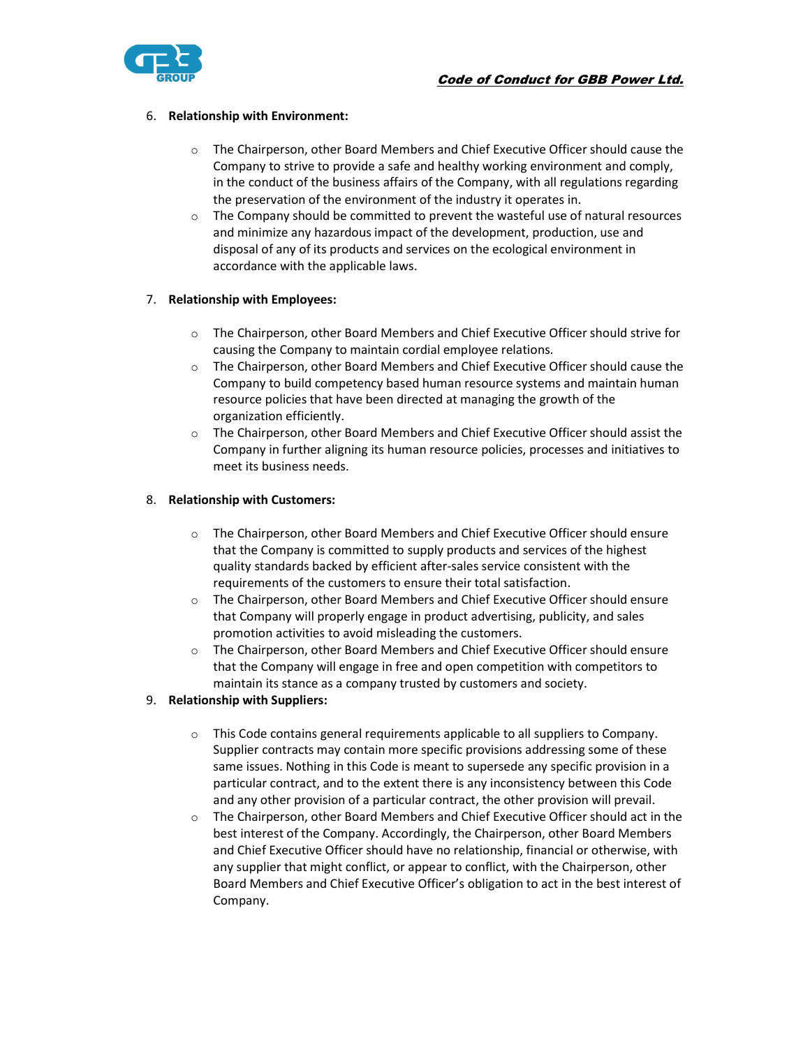6. **Relationship with Environment:**

    - The Chairperson, other Board Members and Chief Executive Officer should cause the Company to strive to provide a safe and healthy working environment and comply, in the conduct of the business affairs of the Company, with all regulations regarding the preservation of the environment of the industry it operates in.
    - The Company should be committed to prevent the wasteful use of natural resources and minimize any hazardous impact of the development, production, use and disposal of any of its products and services on the ecological environment in accordance with the applicable laws.

7. **Relationship with Employees:**

    - The Chairperson, other Board Members and Chief Executive Officer should strive for causing the Company to maintain cordial employee relations.
    - The Chairperson, other Board Members and Chief Executive Officer should cause the Company to build competency based human resource systems and maintain human resource policies that have been directed at managing the growth of the organization efficiently.
    - The Chairperson, other Board Members and Chief Executive Officer should assist the Company in further aligning its human resource policies, processes and initiatives to meet its business needs.

8. **Relationship with Customers:**

    - The Chairperson, other Board Members and Chief Executive Officer should ensure that the Company is committed to supply products and services of the highest quality standards backed by efficient after-sales service consistent with the requirements of the customers to ensure their total satisfaction.
    - The Chairperson, other Board Members and Chief Executive Officer should ensure that Company will properly engage in product advertising, publicity, and sales promotion activities to avoid misleading the customers.
    - The Chairperson, other Board Members and Chief Executive Officer should ensure that the Company will engage in free and open competition with competitors to maintain its stance as a company trusted by customers and society.

9. **Relationship with Suppliers:**

    - This Code contains general requirements applicable to all suppliers to Company. Supplier contracts may contain more specific provisions addressing some of these same issues. Nothing in this Code is meant to supersede any specific provision in a particular contract, and to the extent there is any inconsistency between this Code and any other provision of a particular contract, the other provision will prevail.
    - The Chairperson, other Board Members and Chief Executive Officer should act in the best interest of the Company. Accordingly, the Chairperson, other Board Members and Chief Executive Officer should have no relationship, financial or otherwise, with any supplier that might conflict, or appear to conflict, with the Chairperson, other Board Members and Chief Executive Officer's obligation to act in the best interest of Company.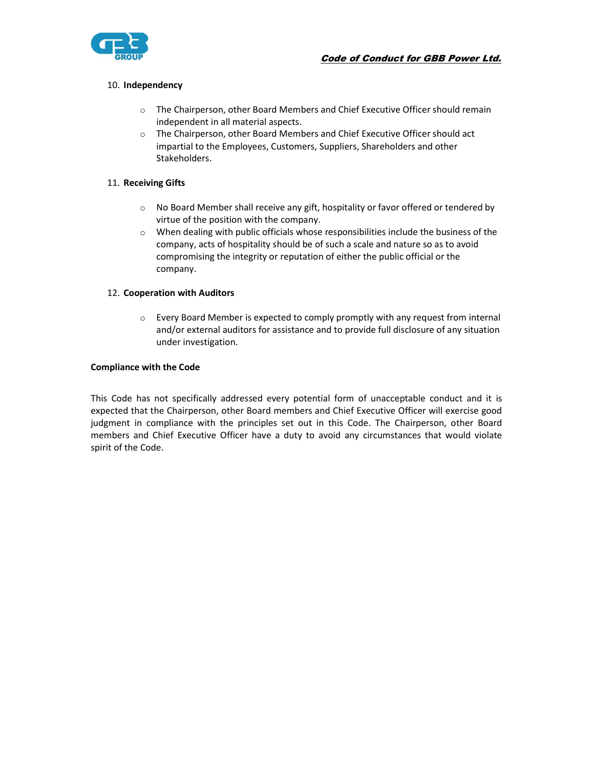10. **Independency**

    - The Chairperson, other Board Members and Chief Executive Officer should remain independent in all material aspects.
    - The Chairperson, other Board Members and Chief Executive Officer should act impartial to the Employees, Customers, Suppliers, Shareholders and other Stakeholders.

11. **Receiving Gifts**

    - No Board Member shall receive any gift, hospitality or favor offered or tendered by virtue of the position with the company.
    - When dealing with public officials whose responsibilities include the business of the company, acts of hospitality should be of such a scale and nature so as to avoid compromising the integrity or reputation of either the public official or the company.

12. **Cooperation with Auditors**

    - Every Board Member is expected to comply promptly with any request from internal and/or external auditors for assistance and to provide full disclosure of any situation under investigation.

**Compliance with the Code**

This Code has not specifically addressed every potential form of unacceptable conduct and it is expected that the Chairperson, other Board members and Chief Executive Officer will exercise good judgment in compliance with the principles set out in this Code. The Chairperson, other Board members and Chief Executive Officer have a duty to avoid any circumstances that would violate spirit of the Code.